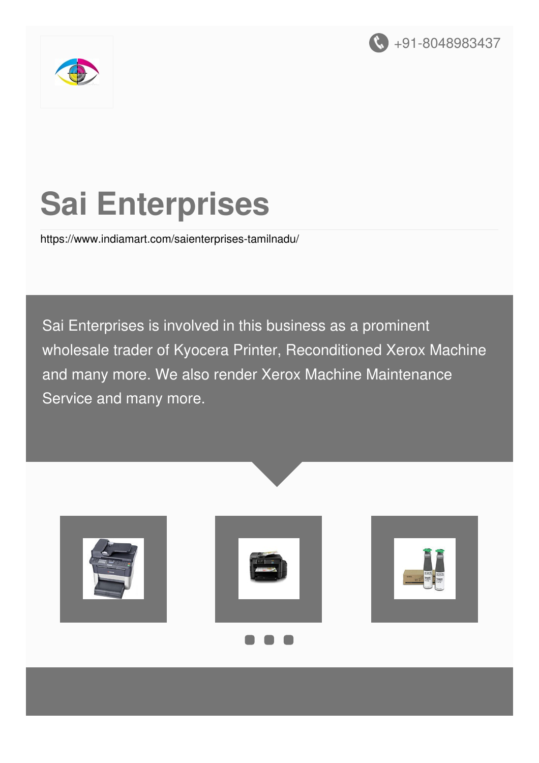+91-8048983437

# Sai Enterprises

https://www.indiamart.com/saienterprises-tamilnadu/

Sai Enterprises is involved in this business as a prominent wholesale trader of Kyocera Printer, Reconditioned Xerox Machine and many more. We also render Xerox Machine Maintenance Service and many more.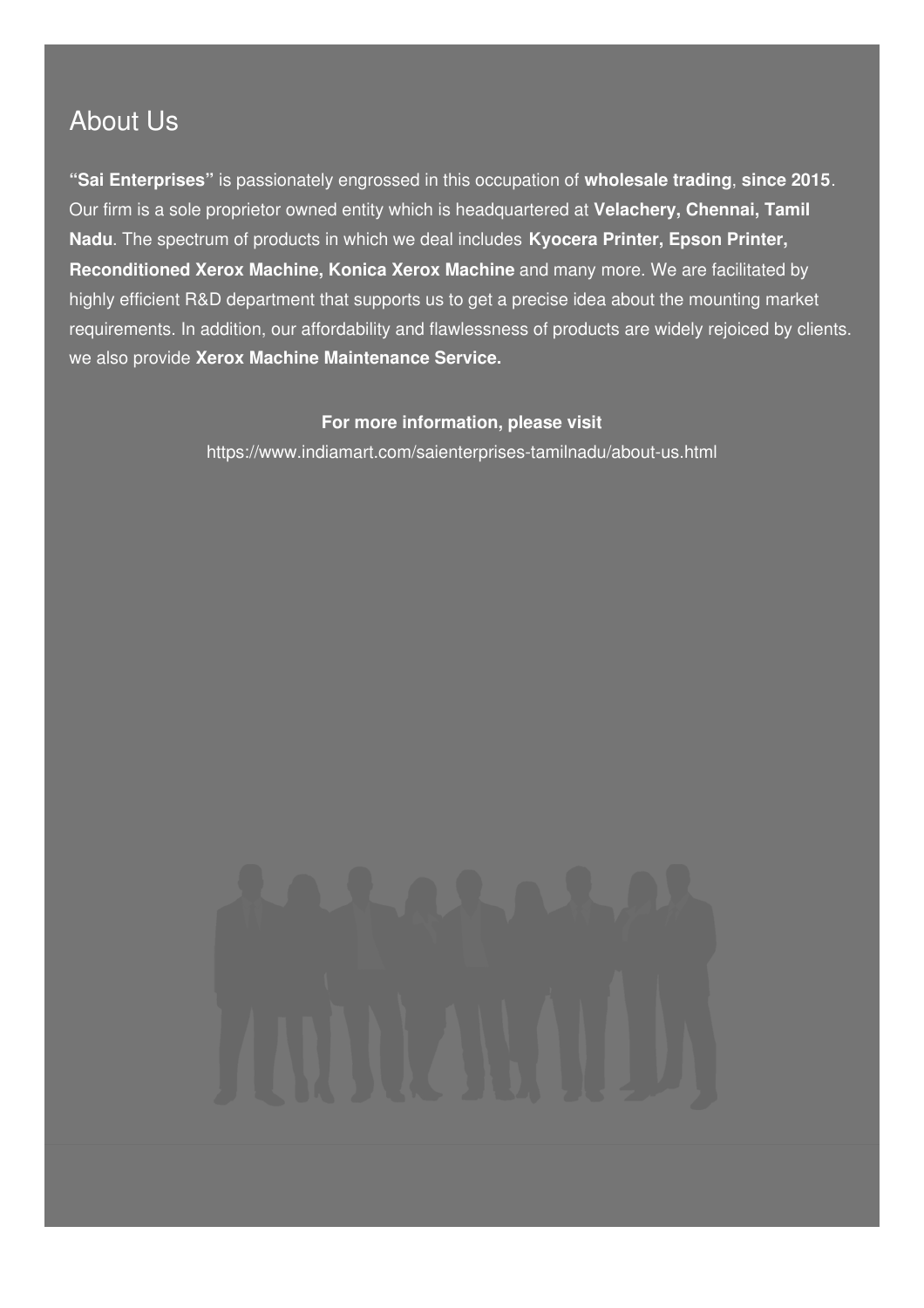## About Us

**"Sai Enterprises"** is passionately engrossed in this occupation of **wholesale trading**, **since 2015**. Our firm is a sole proprietor owned entity which is headquartered at **Velachery, Chennai, Tamil Nadu**. The spectrum of products in which we deal includes **Kyocera Printer, Epson Printer, Reconditioned Xerox Machine, Konica Xerox Machine** and many more. We are facilitated by highly efficient R&D department that supports us to get a precise idea about the mounting market requirements. In addition, our affordability and flawlessness of products are widely rejoiced by clients. we also provide **Xerox Machine Maintenance Service.**

**For more information, please visit**

https://www.indiamart.com/saienterprises-tamilnadu/about-us.html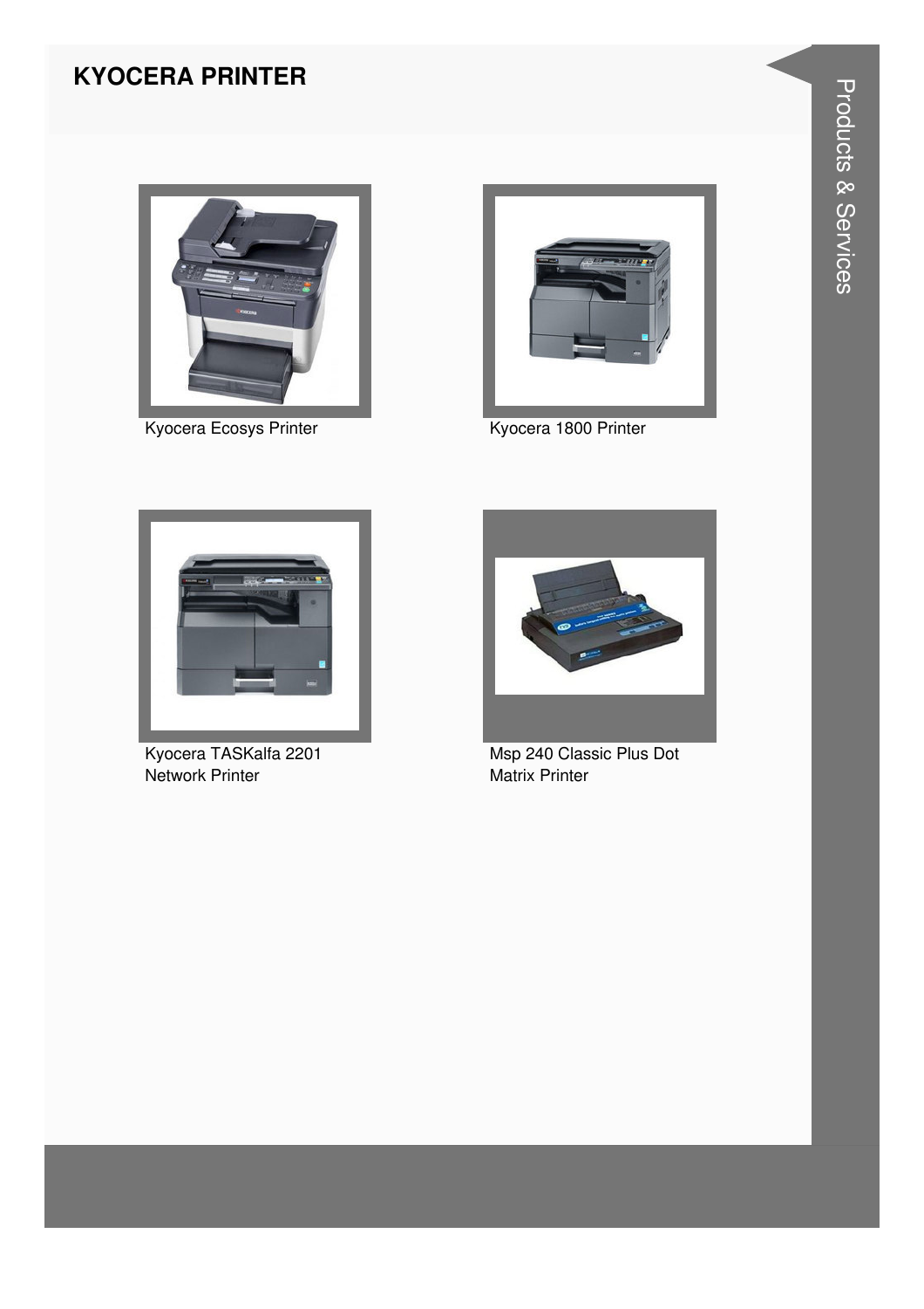## KYOCERA PRINTER

Kyocera Ecosys Printer

Kyocera 1800 Printer

Kyocera TASKalfa 2201 Network Printer

Msp 240 Classic Plus Dot Matrix Printer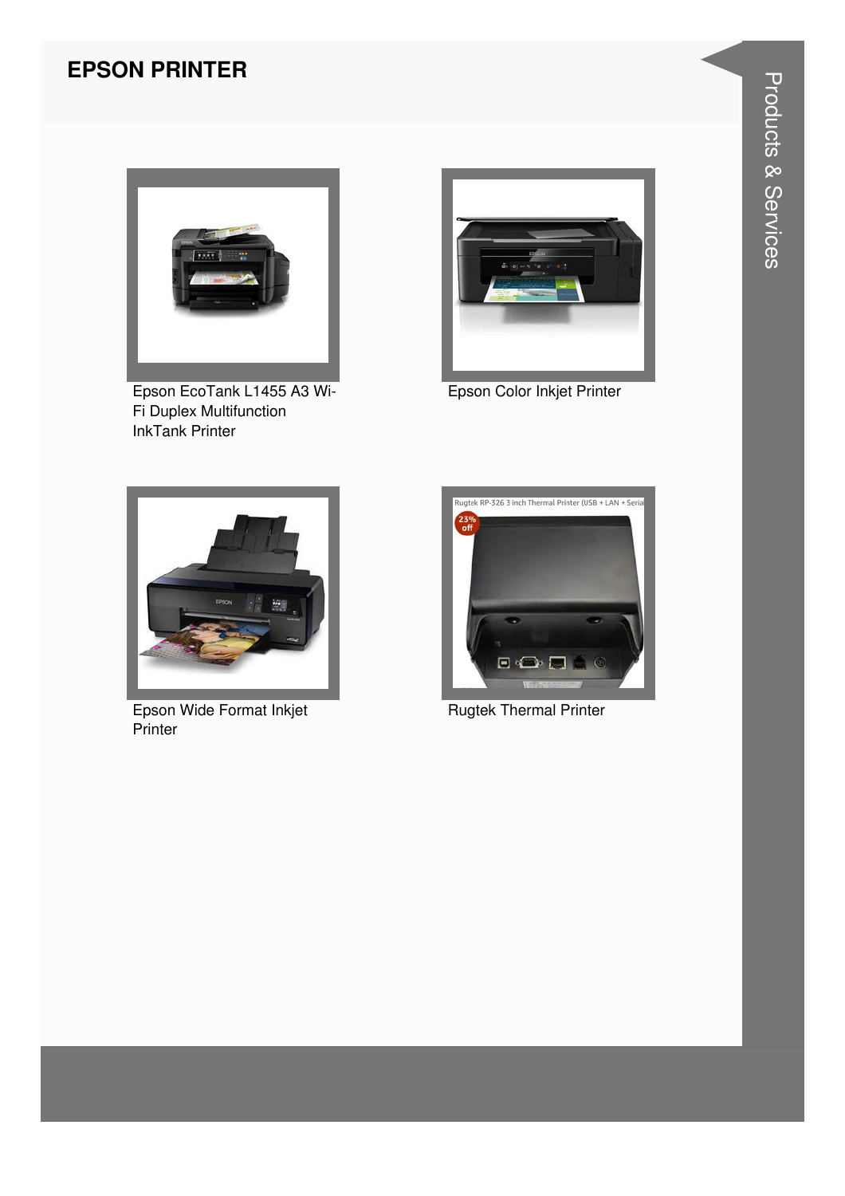# EPSON PRINTER

Epson EcoTank L1455 A3 Wi-Fi Duplex Multifunction InkTank Printer

Epson Color Inkjet Printer

Epson Wide Format Inkjet Printer

Rugtek Thermal Printer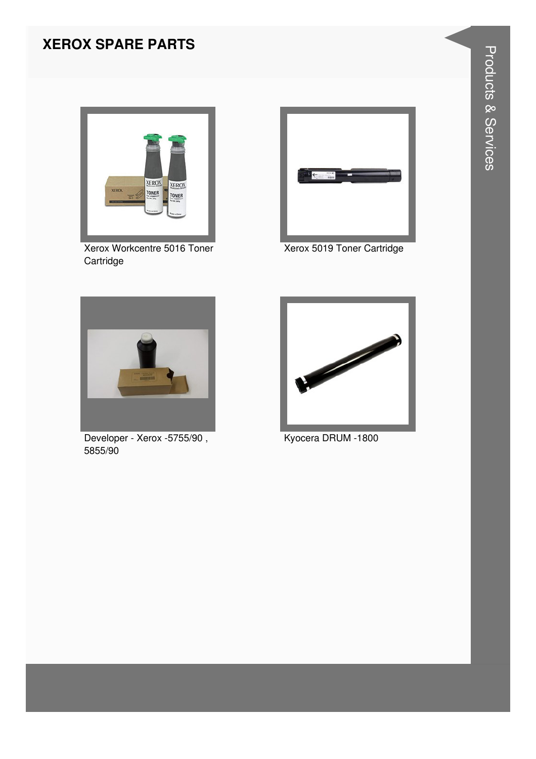# XEROX SPARE PARTS

Xerox Workcentre 5016 Toner Cartridge

Xerox 5019 Toner Cartridge

Developer - Xerox -5755/90 , 5855/90

Kyocera DRUM -1800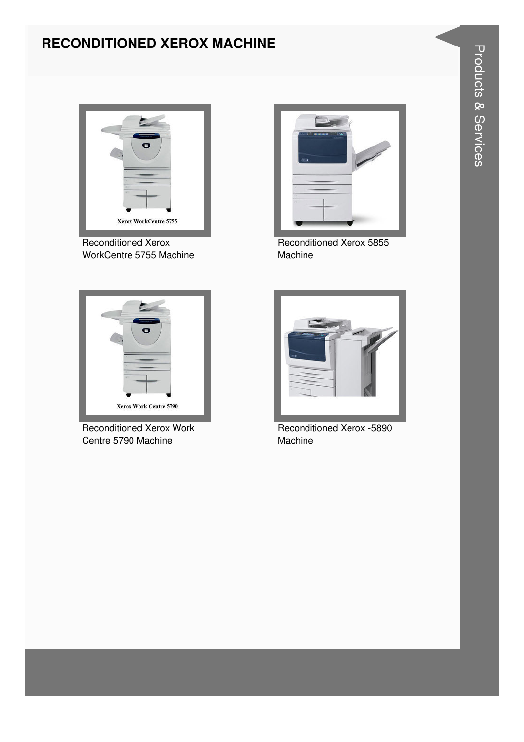# RECONDITIONED XEROX MACHINE

Reconditioned Xerox WorkCentre 5755 Machine

Reconditioned Xerox 5855 Machine

Reconditioned Xerox Work Centre 5790 Machine

Reconditioned Xerox -5890 Machine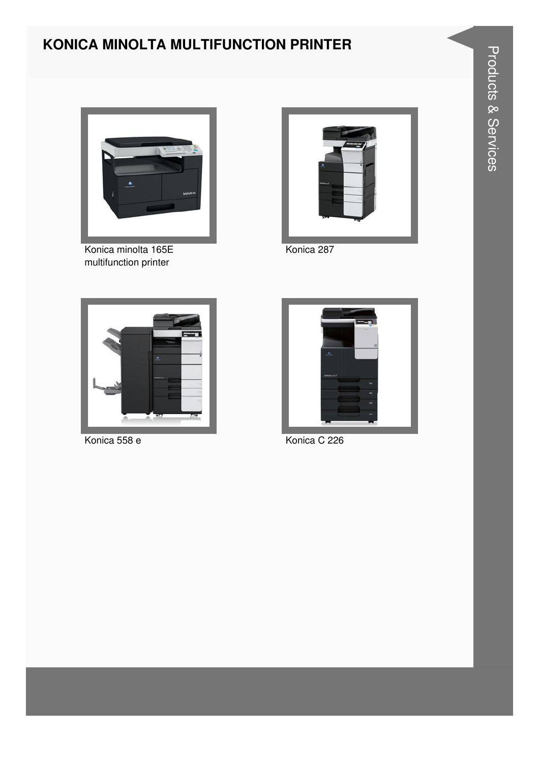# KONICA MINOLTA MULTIFUNCTION PRINTER

Konica minolta 165E multifunction printer

Konica 287

Konica 558 e

Konica C 226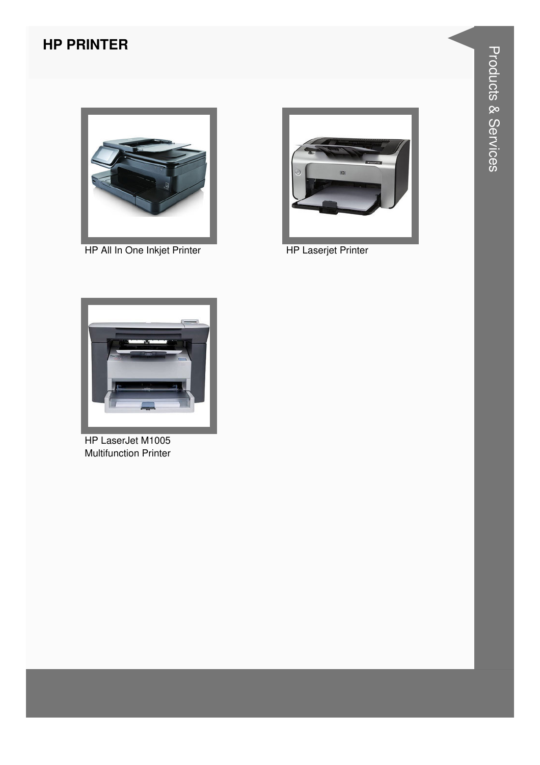# HP PRINTER

HP All In One Inkjet Printer

HP Laserjet Printer

HP LaserJet M1005 Multifunction Printer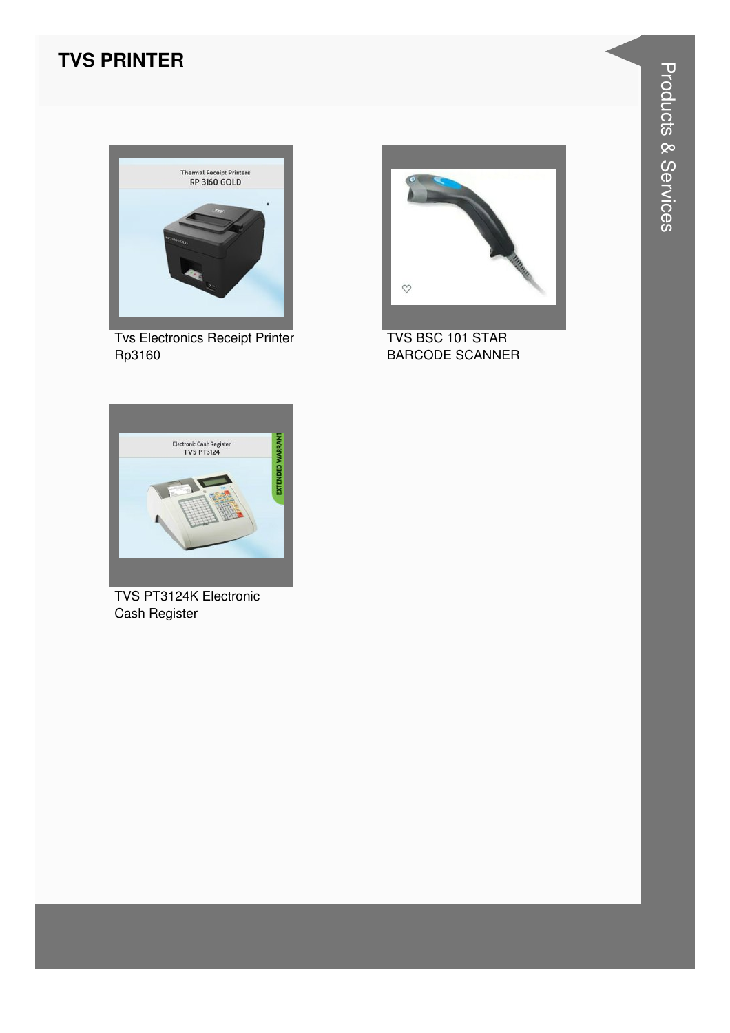# TVS PRINTER

Tvs Electronics Receipt Printer Rp3160

TVS BSC 101 STAR BARCODE SCANNER

TVS PT3124K Electronic Cash Register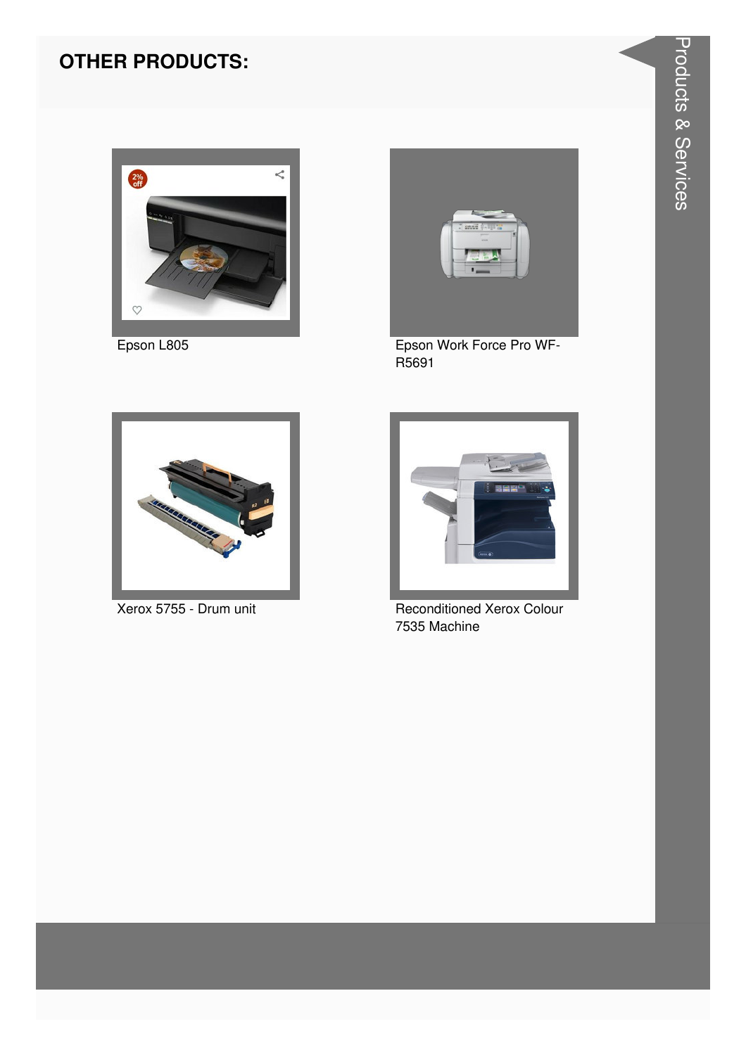## OTHER PRODUCTS:

Epson L805

Epson Work Force Pro WF-R5691

Xerox 5755 - Drum unit

Reconditioned Xerox Colour 7535 Machine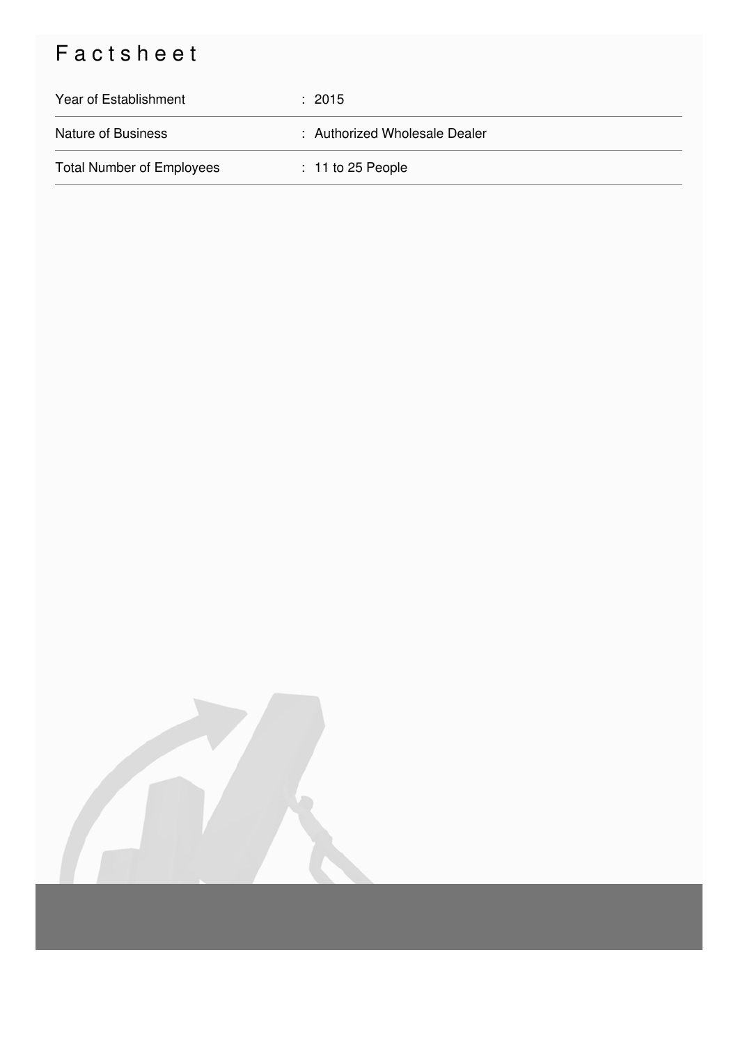# Factsheet

| | |
|---|---|
| Year of Establishment | : 2015 |
| Nature of Business | : Authorized Wholesale Dealer |
| Total Number of Employees | : 11 to 25 People |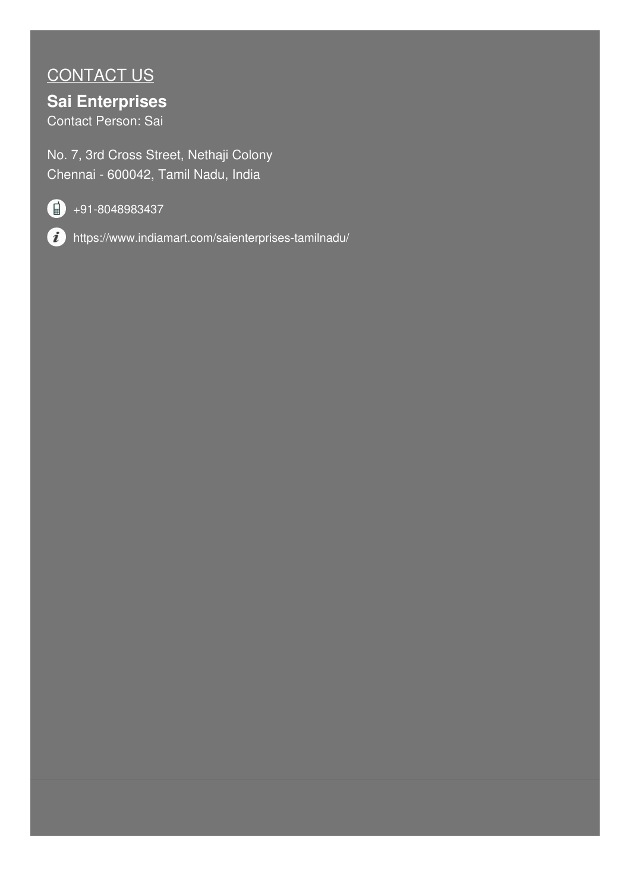## CONTACT US

### Sai Enterprises

Contact Person: Sai

No. 7, 3rd Cross Street, Nethaji Colony
Chennai - 600042, Tamil Nadu, India

+91-8048983437

https://www.indiamart.com/saienterprises-tamilnadu/